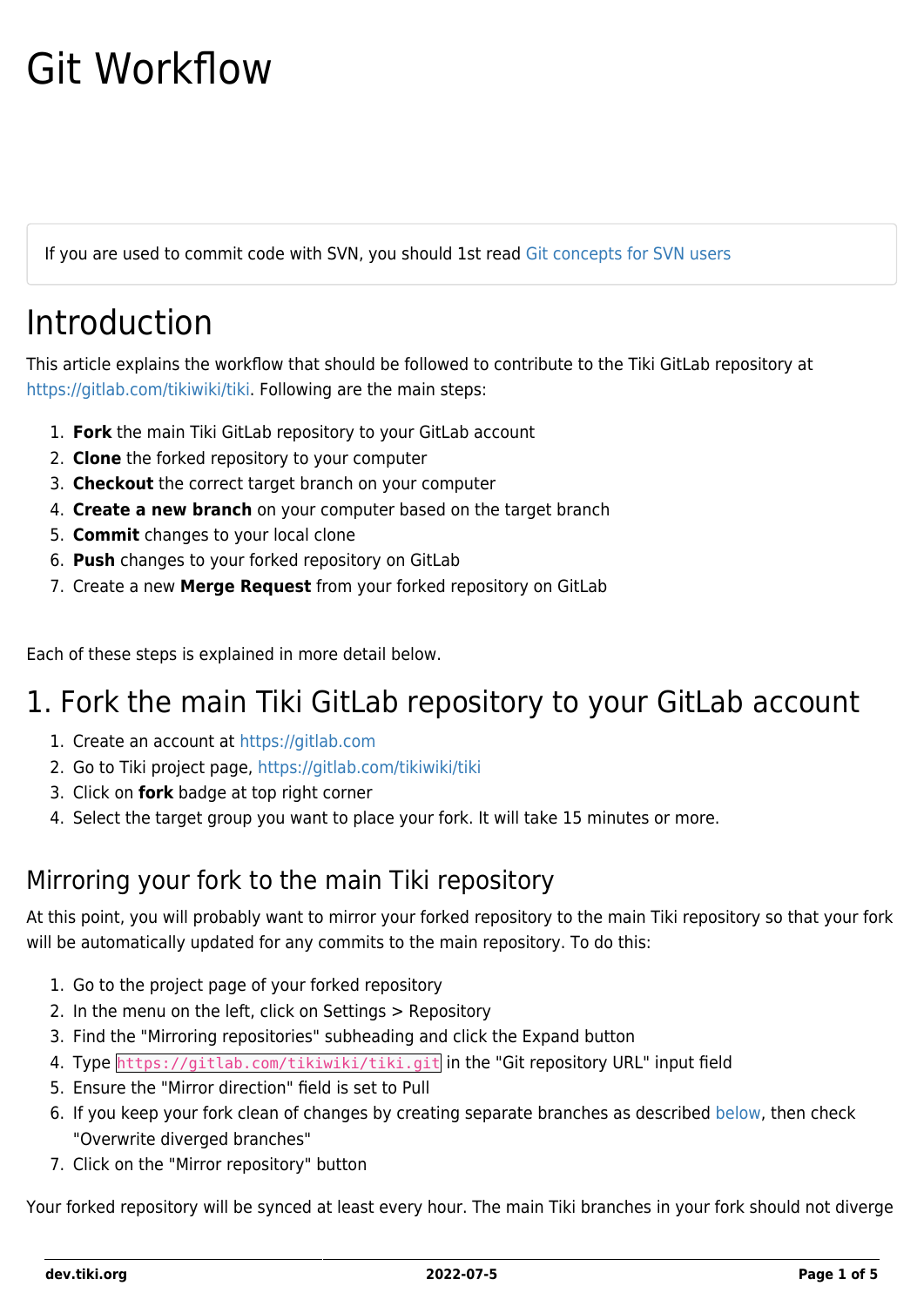# Git Workflow

If you are used to commit code with SVN, you should 1st read Git concepts for SVN users

# Introduction

This article explains the workflow that should be followed to contribute to the Tiki GitLab repository at https://gitlab.com/tikiwiki/tiki. Following are the main steps:

1. **Fork** the main Tiki GitLab repository to your GitLab account
2. **Clone** the forked repository to your computer
3. **Checkout** the correct target branch on your computer
4. **Create a new branch** on your computer based on the target branch
5. **Commit** changes to your local clone
6. **Push** changes to your forked repository on GitLab
7. Create a new **Merge Request** from your forked repository on GitLab

Each of these steps is explained in more detail below.

# 1. Fork the main Tiki GitLab repository to your GitLab account

1. Create an account at https://gitlab.com
2. Go to Tiki project page, https://gitlab.com/tikiwiki/tiki
3. Click on **fork** badge at top right corner
4. Select the target group you want to place your fork. It will take 15 minutes or more.

## Mirroring your fork to the main Tiki repository

At this point, you will probably want to mirror your forked repository to the main Tiki repository so that your fork will be automatically updated for any commits to the main repository. To do this:

1. Go to the project page of your forked repository
2. In the menu on the left, click on Settings > Repository
3. Find the "Mirroring repositories" subheading and click the Expand button
4. Type `https://gitlab.com/tikiwiki/tiki.git` in the "Git repository URL" input field
5. Ensure the "Mirror direction" field is set to Pull
6. If you keep your fork clean of changes by creating separate branches as described below, then check "Overwrite diverged branches"
7. Click on the "Mirror repository" button

Your forked repository will be synced at least every hour. The main Tiki branches in your fork should not diverge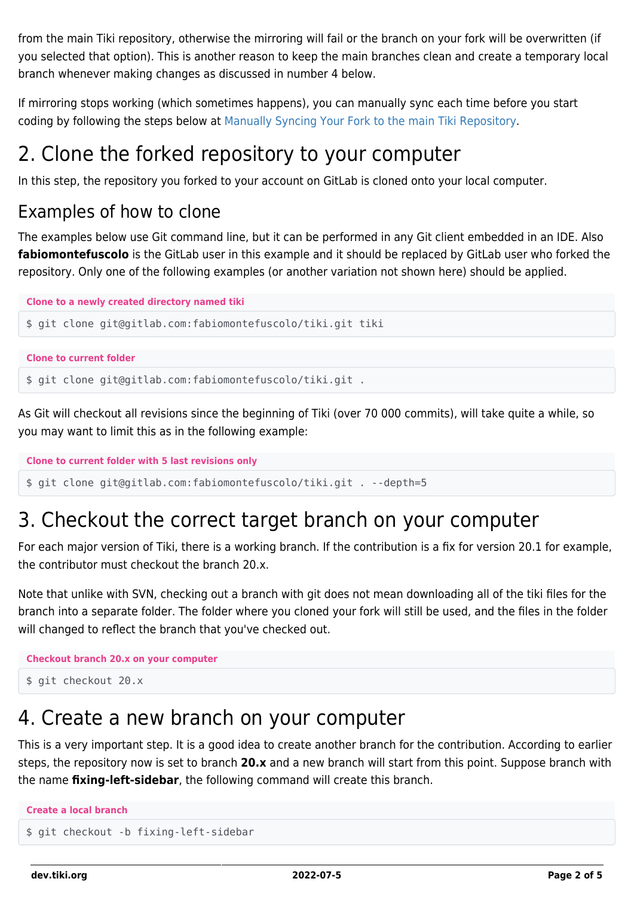from the main Tiki repository, otherwise the mirroring will fail or the branch on your fork will be overwritten (if you selected that option). This is another reason to keep the main branches clean and create a temporary local branch whenever making changes as discussed in number 4 below.

If mirroring stops working (which sometimes happens), you can manually sync each time before you start coding by following the steps below at Manually Syncing Your Fork to the main Tiki Repository.

# 2. Clone the forked repository to your computer

In this step, the repository you forked to your account on GitLab is cloned onto your local computer.

## Examples of how to clone

The examples below use Git command line, but it can be performed in any Git client embedded in an IDE. Also **fabiomontefuscolo** is the GitLab user in this example and it should be replaced by GitLab user who forked the repository. Only one of the following examples (or another variation not shown here) should be applied.

**Clone to a newly created directory named tiki**

```
$ git clone git@gitlab.com:fabiomontefuscolo/tiki.git tiki
```

**Clone to current folder**

```
$ git clone git@gitlab.com:fabiomontefuscolo/tiki.git .
```

As Git will checkout all revisions since the beginning of Tiki (over 70 000 commits), will take quite a while, so you may want to limit this as in the following example:

**Clone to current folder with 5 last revisions only**

```
$ git clone git@gitlab.com:fabiomontefuscolo/tiki.git . --depth=5
```

# 3. Checkout the correct target branch on your computer

For each major version of Tiki, there is a working branch. If the contribution is a fix for version 20.1 for example, the contributor must checkout the branch 20.x.

Note that unlike with SVN, checking out a branch with git does not mean downloading all of the tiki files for the branch into a separate folder. The folder where you cloned your fork will still be used, and the files in the folder will changed to reflect the branch that you've checked out.

**Checkout branch 20.x on your computer**

```
$ git checkout 20.x
```

# 4. Create a new branch on your computer

This is a very important step. It is a good idea to create another branch for the contribution. According to earlier steps, the repository now is set to branch **20.x** and a new branch will start from this point. Suppose branch with the name **fixing-left-sidebar**, the following command will create this branch.

**Create a local branch**

```
$ git checkout -b fixing-left-sidebar
```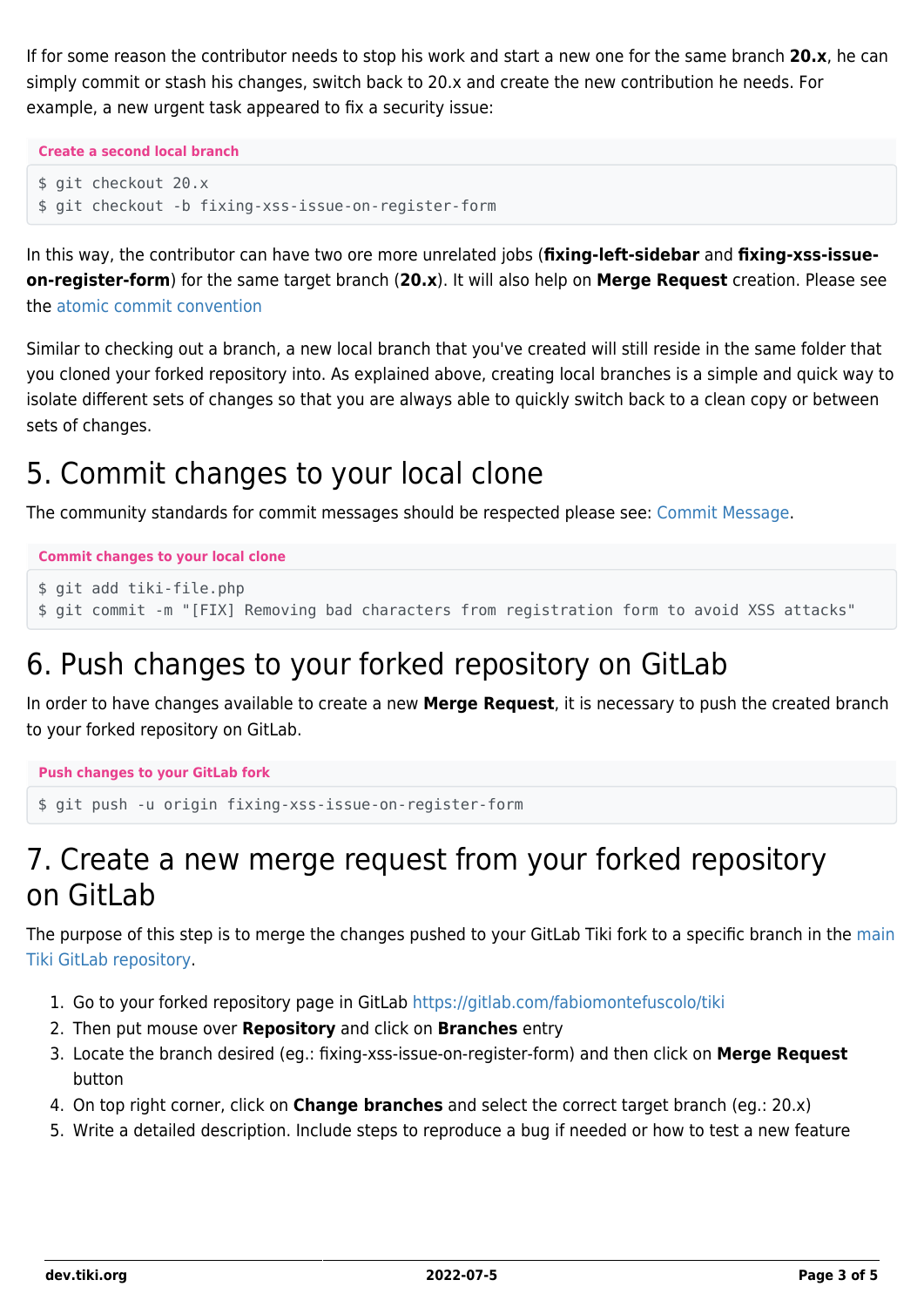If for some reason the contributor needs to stop his work and start a new one for the same branch **20.x**, he can simply commit or stash his changes, switch back to 20.x and create the new contribution he needs. For example, a new urgent task appeared to fix a security issue:

**Create a second local branch**

```
$ git checkout 20.x
$ git checkout -b fixing-xss-issue-on-register-form
```

In this way, the contributor can have two ore more unrelated jobs (**fixing-left-sidebar** and **fixing-xss-issue-on-register-form**) for the same target branch (**20.x**). It will also help on **Merge Request** creation. Please see the atomic commit convention

Similar to checking out a branch, a new local branch that you've created will still reside in the same folder that you cloned your forked repository into. As explained above, creating local branches is a simple and quick way to isolate different sets of changes so that you are always able to quickly switch back to a clean copy or between sets of changes.

# 5. Commit changes to your local clone

The community standards for commit messages should be respected please see: Commit Message.

**Commit changes to your local clone**

```
$ git add tiki-file.php
$ git commit -m "[FIX] Removing bad characters from registration form to avoid XSS attacks"
```

# 6. Push changes to your forked repository on GitLab

In order to have changes available to create a new **Merge Request**, it is necessary to push the created branch to your forked repository on GitLab.

**Push changes to your GitLab fork**

```
$ git push -u origin fixing-xss-issue-on-register-form
```

# 7. Create a new merge request from your forked repository on GitLab

The purpose of this step is to merge the changes pushed to your GitLab Tiki fork to a specific branch in the main Tiki GitLab repository.

1. Go to your forked repository page in GitLab https://gitlab.com/fabiomontefuscolo/tiki
2. Then put mouse over **Repository** and click on **Branches** entry
3. Locate the branch desired (eg.: fixing-xss-issue-on-register-form) and then click on **Merge Request** button
4. On top right corner, click on **Change branches** and select the correct target branch (eg.: 20.x)
5. Write a detailed description. Include steps to reproduce a bug if needed or how to test a new feature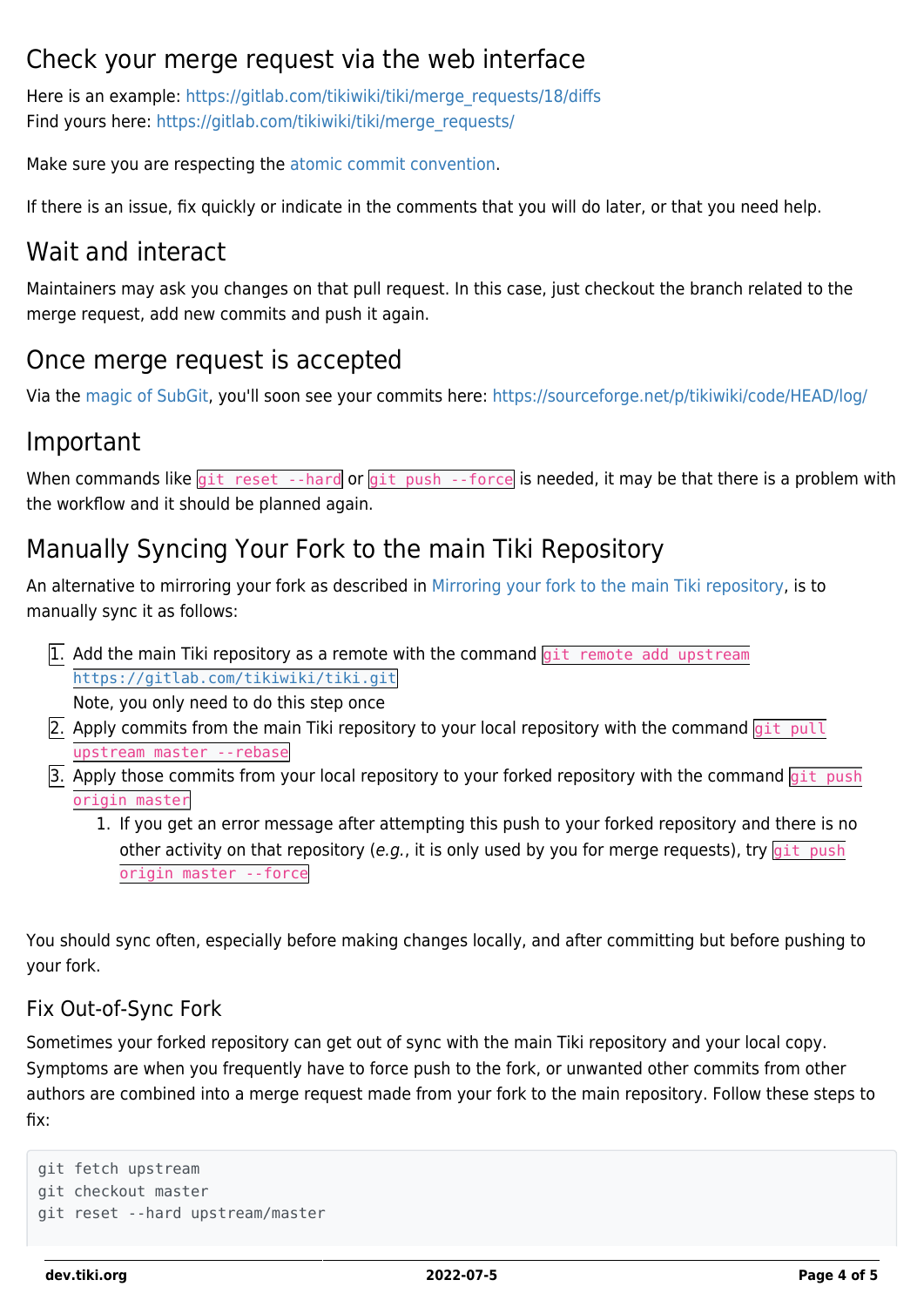## Check your merge request via the web interface

Here is an example: https://gitlab.com/tikiwiki/tiki/merge_requests/18/diffs
Find yours here: https://gitlab.com/tikiwiki/tiki/merge_requests/

Make sure you are respecting the atomic commit convention.

If there is an issue, fix quickly or indicate in the comments that you will do later, or that you need help.

## Wait and interact

Maintainers may ask you changes on that pull request. In this case, just checkout the branch related to the merge request, add new commits and push it again.

## Once merge request is accepted

Via the magic of SubGit, you'll soon see your commits here: https://sourceforge.net/p/tikiwiki/code/HEAD/log/

## Important

When commands like `git reset --hard` or `git push --force` is needed, it may be that there is a problem with the workflow and it should be planned again.

## Manually Syncing Your Fork to the main Tiki Repository

An alternative to mirroring your fork as described in Mirroring your fork to the main Tiki repository, is to manually sync it as follows:

1. Add the main Tiki repository as a remote with the command `git remote add upstream https://gitlab.com/tikiwiki/tiki.git`
   Note, you only need to do this step once
2. Apply commits from the main Tiki repository to your local repository with the command `git pull upstream master --rebase`
3. Apply those commits from your local repository to your forked repository with the command `git push origin master`
    1. If you get an error message after attempting this push to your forked repository and there is no other activity on that repository (*e.g.*, it is only used by you for merge requests), try `git push origin master --force`

You should sync often, especially before making changes locally, and after committing but before pushing to your fork.

### Fix Out-of-Sync Fork

Sometimes your forked repository can get out of sync with the main Tiki repository and your local copy. Symptoms are when you frequently have to force push to the fork, or unwanted other commits from other authors are combined into a merge request made from your fork to the main repository. Follow these steps to fix:

```
git fetch upstream
git checkout master
git reset --hard upstream/master
```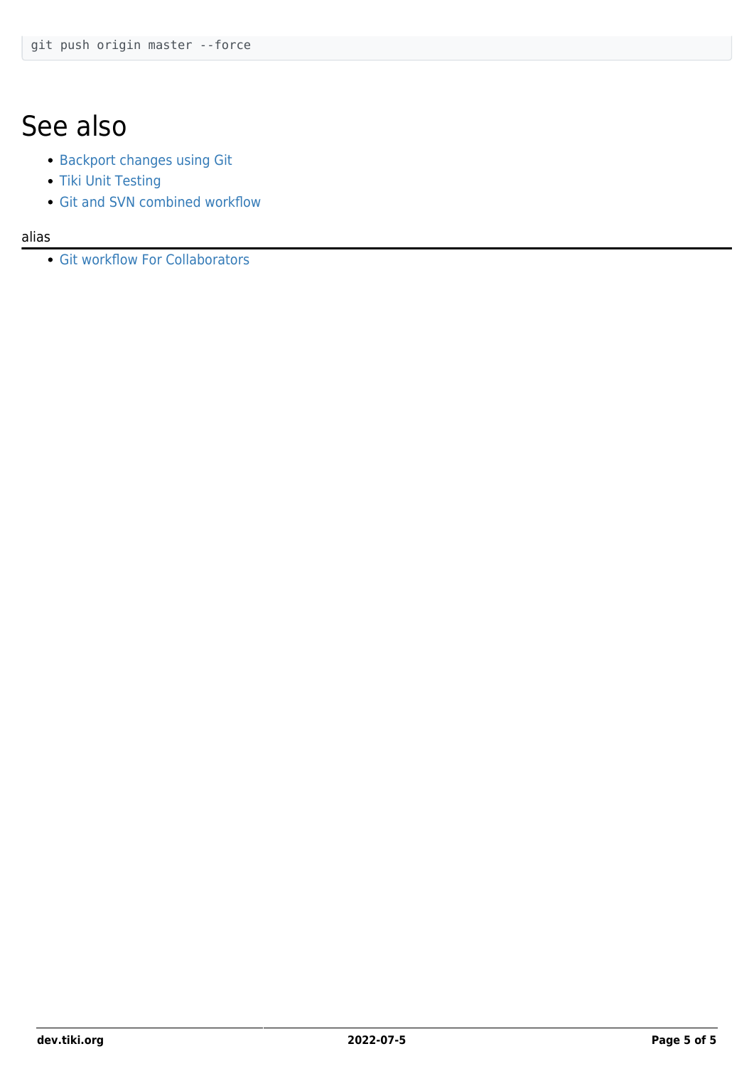```
git push origin master --force
```

# See also

- Backport changes using Git
- Tiki Unit Testing
- Git and SVN combined workflow

alias

- Git workflow For Collaborators